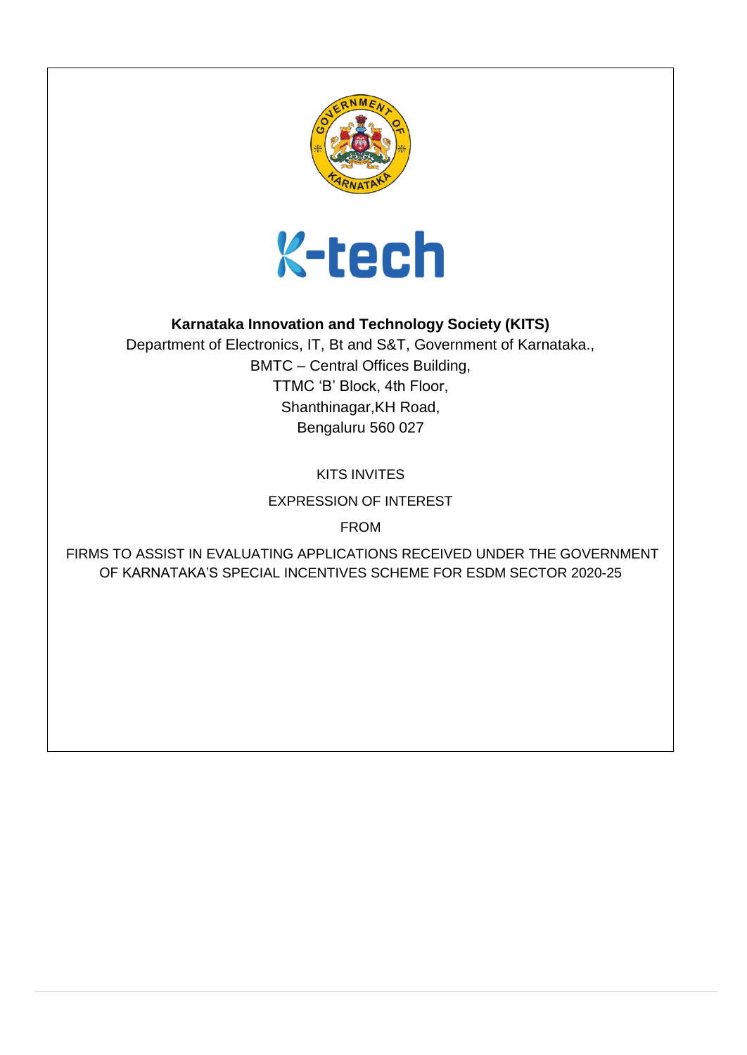**Karnataka Innovation and Technology Society (KITS)**

Department of Electronics, IT, Bt and S&T, Government of Karnataka.,
BMTC – Central Offices Building,
TTMC 'B' Block, 4th Floor,
Shanthinagar,KH Road,
Bengaluru 560 027

KITS INVITES

EXPRESSION OF INTEREST

FROM

FIRMS TO ASSIST IN EVALUATING APPLICATIONS RECEIVED UNDER THE GOVERNMENT OF KARNATAKA'S SPECIAL INCENTIVES SCHEME FOR ESDM SECTOR 2020-25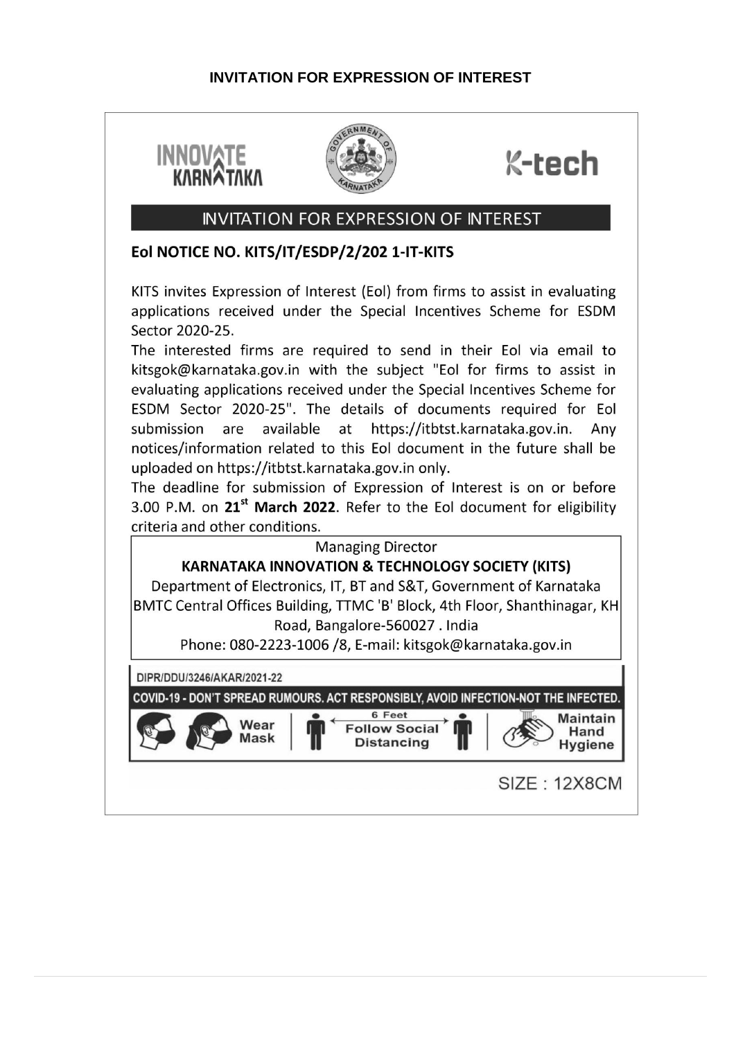# INVITATION FOR EXPRESSION OF INTEREST

INNOVATE KARNATAKA

K-tech

## INVITATION FOR EXPRESSION OF INTEREST

**EoI NOTICE NO. KITS/IT/ESDP/2/202 1-IT-KITS**

KITS invites Expression of Interest (EoI) from firms to assist in evaluating applications received under the Special Incentives Scheme for ESDM Sector 2020-25.

The interested firms are required to send in their EoI via email to kitsgok@karnataka.gov.in with the subject "EoI for firms to assist in evaluating applications received under the Special Incentives Scheme for ESDM Sector 2020-25". The details of documents required for EoI submission are available at https://itbtst.karnataka.gov.in. Any notices/information related to this EoI document in the future shall be uploaded on https://itbtst.karnataka.gov.in only.

The deadline for submission of Expression of Interest is on or before 3.00 P.M. on **21st March 2022**. Refer to the EoI document for eligibility criteria and other conditions.

Managing Director

**KARNATAKA INNOVATION & TECHNOLOGY SOCIETY (KITS)**

Department of Electronics, IT, BT and S&T, Government of Karnataka

BMTC Central Offices Building, TTMC 'B' Block, 4th Floor, Shanthinagar, KH Road, Bangalore-560027 . India

Phone: 080-2223-1006 /8, E-mail: kitsgok@karnataka.gov.in

DIPR/DDU/3246/AKAR/2021-22

COVID-19 - DON'T SPREAD RUMOURS. ACT RESPONSIBLY, AVOID INFECTION-NOT THE INFECTED.

Wear Mask | 6 Feet Follow Social Distancing | Maintain Hand Hygiene

SIZE : 12X8CM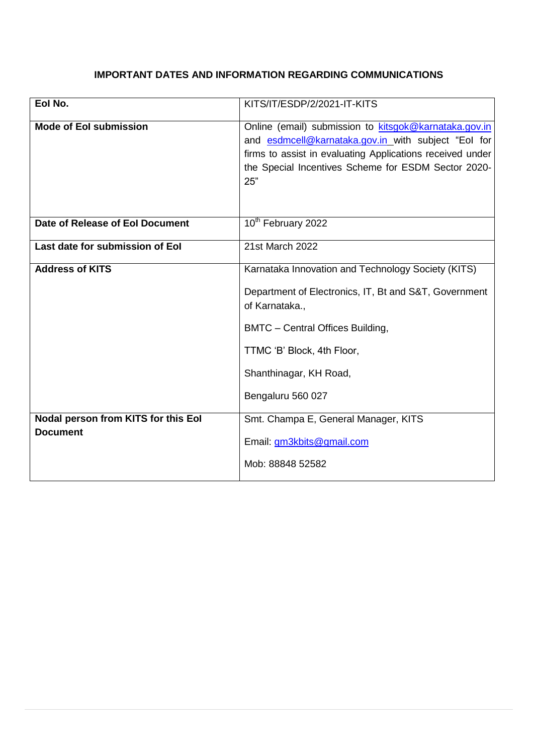## IMPORTANT DATES AND INFORMATION REGARDING COMMUNICATIONS

| | |
|---|---|
| **EoI No.** | KITS/IT/ESDP/2/2021-IT-KITS |
| **Mode of EoI submission** | Online (email) submission to kitsgok@karnataka.gov.in and esdmcell@karnataka.gov.in with subject "EoI for firms to assist in evaluating Applications received under the Special Incentives Scheme for ESDM Sector 2020-25" |
| **Date of Release of EoI Document** | 10th February 2022 |
| **Last date for submission of EoI** | 21st March 2022 |
| **Address of KITS** | Karnataka Innovation and Technology Society (KITS)<br><br>Department of Electronics, IT, Bt and S&T, Government of Karnataka.,<br><br>BMTC – Central Offices Building,<br><br>TTMC 'B' Block, 4th Floor,<br><br>Shanthinagar, KH Road,<br><br>Bengaluru 560 027 |
| **Nodal person from KITS for this EoI Document** | Smt. Champa E, General Manager, KITS<br><br>Email: gm3kbits@gmail.com<br><br>Mob: 88848 52582 |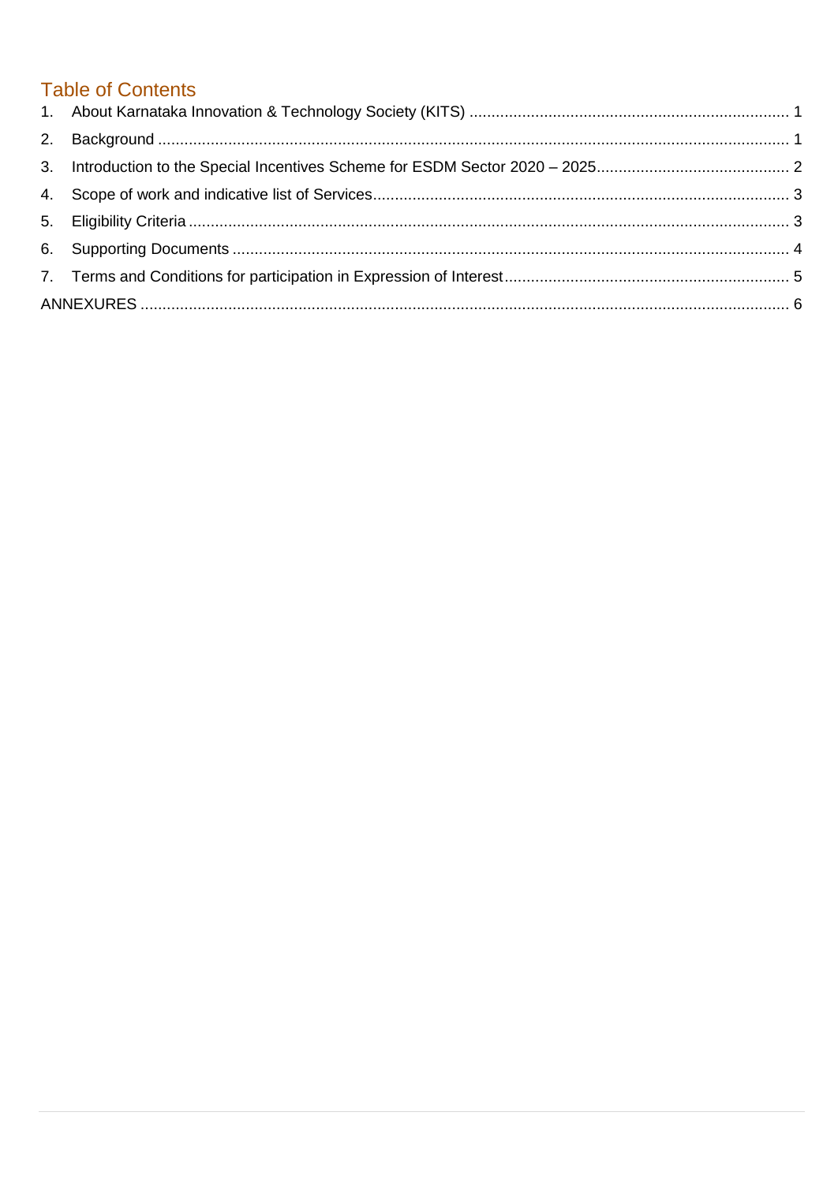## Table of Contents

1. About Karnataka Innovation & Technology Society (KITS) ........................................................................ 1
2. Background ............................................................................................................................................... 1
3. Introduction to the Special Incentives Scheme for ESDM Sector 2020 – 2025............................................ 2
4. Scope of work and indicative list of Services.............................................................................................. 3
5. Eligibility Criteria ........................................................................................................................................ 3
6. Supporting Documents .............................................................................................................................. 4
7. Terms and Conditions for participation in Expression of Interest................................................................ 5

ANNEXURES .................................................................................................................................................. 6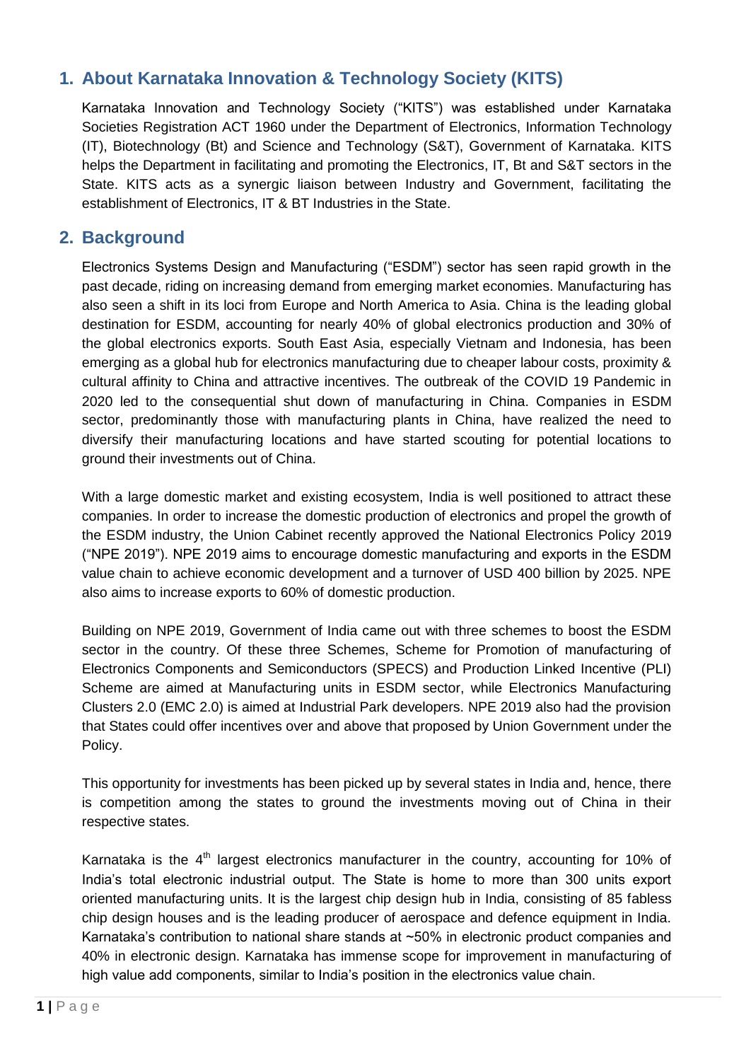## 1. About Karnataka Innovation & Technology Society (KITS)

Karnataka Innovation and Technology Society ("KITS") was established under Karnataka Societies Registration ACT 1960 under the Department of Electronics, Information Technology (IT), Biotechnology (Bt) and Science and Technology (S&T), Government of Karnataka. KITS helps the Department in facilitating and promoting the Electronics, IT, Bt and S&T sectors in the State. KITS acts as a synergic liaison between Industry and Government, facilitating the establishment of Electronics, IT & BT Industries in the State.

## 2. Background

Electronics Systems Design and Manufacturing ("ESDM") sector has seen rapid growth in the past decade, riding on increasing demand from emerging market economies. Manufacturing has also seen a shift in its loci from Europe and North America to Asia. China is the leading global destination for ESDM, accounting for nearly 40% of global electronics production and 30% of the global electronics exports. South East Asia, especially Vietnam and Indonesia, has been emerging as a global hub for electronics manufacturing due to cheaper labour costs, proximity & cultural affinity to China and attractive incentives. The outbreak of the COVID 19 Pandemic in 2020 led to the consequential shut down of manufacturing in China. Companies in ESDM sector, predominantly those with manufacturing plants in China, have realized the need to diversify their manufacturing locations and have started scouting for potential locations to ground their investments out of China.

With a large domestic market and existing ecosystem, India is well positioned to attract these companies. In order to increase the domestic production of electronics and propel the growth of the ESDM industry, the Union Cabinet recently approved the National Electronics Policy 2019 ("NPE 2019"). NPE 2019 aims to encourage domestic manufacturing and exports in the ESDM value chain to achieve economic development and a turnover of USD 400 billion by 2025. NPE also aims to increase exports to 60% of domestic production.

Building on NPE 2019, Government of India came out with three schemes to boost the ESDM sector in the country. Of these three Schemes, Scheme for Promotion of manufacturing of Electronics Components and Semiconductors (SPECS) and Production Linked Incentive (PLI) Scheme are aimed at Manufacturing units in ESDM sector, while Electronics Manufacturing Clusters 2.0 (EMC 2.0) is aimed at Industrial Park developers. NPE 2019 also had the provision that States could offer incentives over and above that proposed by Union Government under the Policy.

This opportunity for investments has been picked up by several states in India and, hence, there is competition among the states to ground the investments moving out of China in their respective states.

Karnataka is the 4th largest electronics manufacturer in the country, accounting for 10% of India's total electronic industrial output. The State is home to more than 300 units export oriented manufacturing units. It is the largest chip design hub in India, consisting of 85 fabless chip design houses and is the leading producer of aerospace and defence equipment in India. Karnataka's contribution to national share stands at ~50% in electronic product companies and 40% in electronic design. Karnataka has immense scope for improvement in manufacturing of high value add components, similar to India's position in the electronics value chain.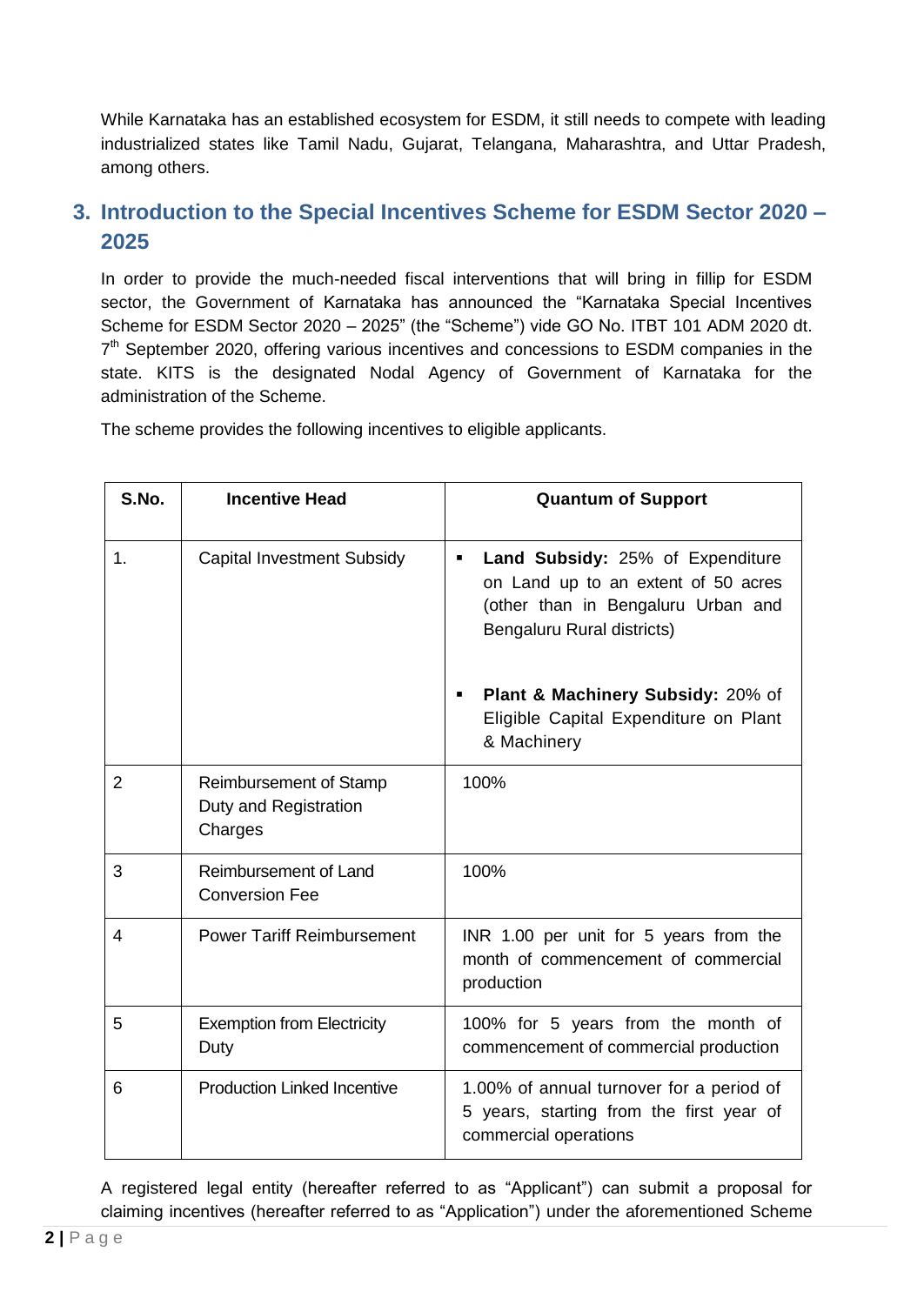While Karnataka has an established ecosystem for ESDM, it still needs to compete with leading industrialized states like Tamil Nadu, Gujarat, Telangana, Maharashtra, and Uttar Pradesh, among others.

## 3. Introduction to the Special Incentives Scheme for ESDM Sector 2020 – 2025

In order to provide the much-needed fiscal interventions that will bring in fillip for ESDM sector, the Government of Karnataka has announced the "Karnataka Special Incentives Scheme for ESDM Sector 2020 – 2025" (the "Scheme") vide GO No. ITBT 101 ADM 2020 dt. 7th September 2020, offering various incentives and concessions to ESDM companies in the state. KITS is the designated Nodal Agency of Government of Karnataka for the administration of the Scheme.

The scheme provides the following incentives to eligible applicants.

| S.No. | Incentive Head | Quantum of Support |
| --- | --- | --- |
| 1. | Capital Investment Subsidy | ▪ **Land Subsidy:** 25% of Expenditure on Land up to an extent of 50 acres (other than in Bengaluru Urban and Bengaluru Rural districts)<br><br>▪ **Plant & Machinery Subsidy:** 20% of Eligible Capital Expenditure on Plant & Machinery |
| 2 | Reimbursement of Stamp Duty and Registration Charges | 100% |
| 3 | Reimbursement of Land Conversion Fee | 100% |
| 4 | Power Tariff Reimbursement | INR 1.00 per unit for 5 years from the month of commencement of commercial production |
| 5 | Exemption from Electricity Duty | 100% for 5 years from the month of commencement of commercial production |
| 6 | Production Linked Incentive | 1.00% of annual turnover for a period of 5 years, starting from the first year of commercial operations |

A registered legal entity (hereafter referred to as "Applicant") can submit a proposal for claiming incentives (hereafter referred to as "Application") under the aforementioned Scheme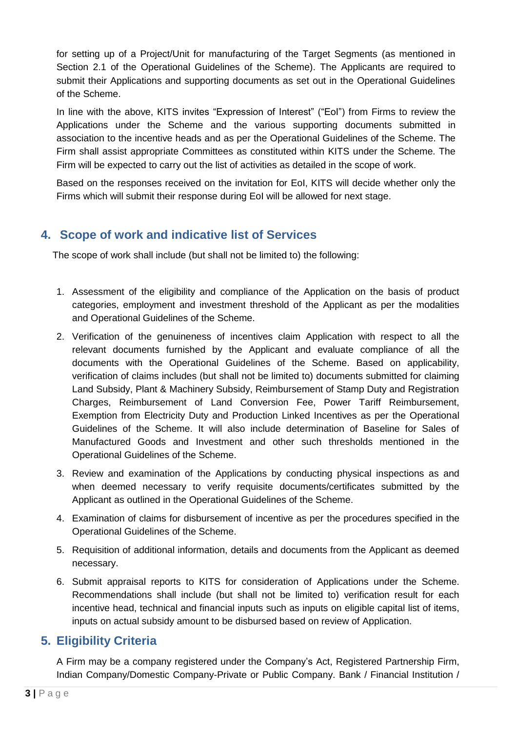for setting up of a Project/Unit for manufacturing of the Target Segments (as mentioned in Section 2.1 of the Operational Guidelines of the Scheme). The Applicants are required to submit their Applications and supporting documents as set out in the Operational Guidelines of the Scheme.

In line with the above, KITS invites "Expression of Interest" ("EoI") from Firms to review the Applications under the Scheme and the various supporting documents submitted in association to the incentive heads and as per the Operational Guidelines of the Scheme. The Firm shall assist appropriate Committees as constituted within KITS under the Scheme. The Firm will be expected to carry out the list of activities as detailed in the scope of work.

Based on the responses received on the invitation for EoI, KITS will decide whether only the Firms which will submit their response during EoI will be allowed for next stage.

## 4. Scope of work and indicative list of Services

The scope of work shall include (but shall not be limited to) the following:

1. Assessment of the eligibility and compliance of the Application on the basis of product categories, employment and investment threshold of the Applicant as per the modalities and Operational Guidelines of the Scheme.
2. Verification of the genuineness of incentives claim Application with respect to all the relevant documents furnished by the Applicant and evaluate compliance of all the documents with the Operational Guidelines of the Scheme. Based on applicability, verification of claims includes (but shall not be limited to) documents submitted for claiming Land Subsidy, Plant & Machinery Subsidy, Reimbursement of Stamp Duty and Registration Charges, Reimbursement of Land Conversion Fee, Power Tariff Reimbursement, Exemption from Electricity Duty and Production Linked Incentives as per the Operational Guidelines of the Scheme. It will also include determination of Baseline for Sales of Manufactured Goods and Investment and other such thresholds mentioned in the Operational Guidelines of the Scheme.
3. Review and examination of the Applications by conducting physical inspections as and when deemed necessary to verify requisite documents/certificates submitted by the Applicant as outlined in the Operational Guidelines of the Scheme.
4. Examination of claims for disbursement of incentive as per the procedures specified in the Operational Guidelines of the Scheme.
5. Requisition of additional information, details and documents from the Applicant as deemed necessary.
6. Submit appraisal reports to KITS for consideration of Applications under the Scheme. Recommendations shall include (but shall not be limited to) verification result for each incentive head, technical and financial inputs such as inputs on eligible capital list of items, inputs on actual subsidy amount to be disbursed based on review of Application.

## 5. Eligibility Criteria

A Firm may be a company registered under the Company's Act, Registered Partnership Firm, Indian Company/Domestic Company-Private or Public Company. Bank / Financial Institution /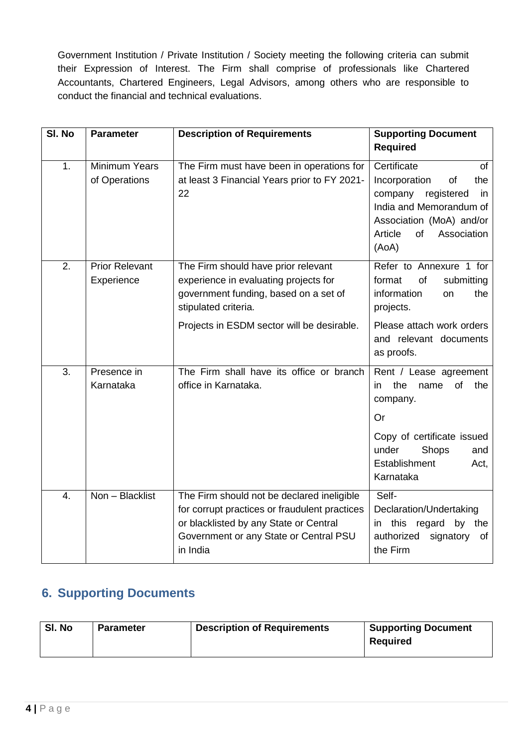Government Institution / Private Institution / Society meeting the following criteria can submit their Expression of Interest. The Firm shall comprise of professionals like Chartered Accountants, Chartered Engineers, Legal Advisors, among others who are responsible to conduct the financial and technical evaluations.

| Sl. No | Parameter | Description of Requirements | Supporting Document Required |
|---|---|---|---|
| 1. | Minimum Years of Operations | The Firm must have been in operations for at least 3 Financial Years prior to FY 2021-22 | Certificate of Incorporation of the company registered in India and Memorandum of Association (MoA) and/or Article of Association (AoA) |
| 2. | Prior Relevant Experience | The Firm should have prior relevant experience in evaluating projects for government funding, based on a set of stipulated criteria.<br><br>Projects in ESDM sector will be desirable. | Refer to Annexure 1 for format of submitting information on the projects.<br><br>Please attach work orders and relevant documents as proofs. |
| 3. | Presence in Karnataka | The Firm shall have its office or branch office in Karnataka. | Rent / Lease agreement in the name of the company.<br><br>Or<br><br>Copy of certificate issued under Shops and Establishment Act, Karnataka |
| 4. | Non – Blacklist | The Firm should not be declared ineligible for corrupt practices or fraudulent practices or blacklisted by any State or Central Government or any State or Central PSU in India | Self-Declaration/Undertaking in this regard by the authorized signatory of the Firm |

## 6. Supporting Documents

| Sl. No | Parameter | Description of Requirements | Supporting Document Required |
|---|---|---|---|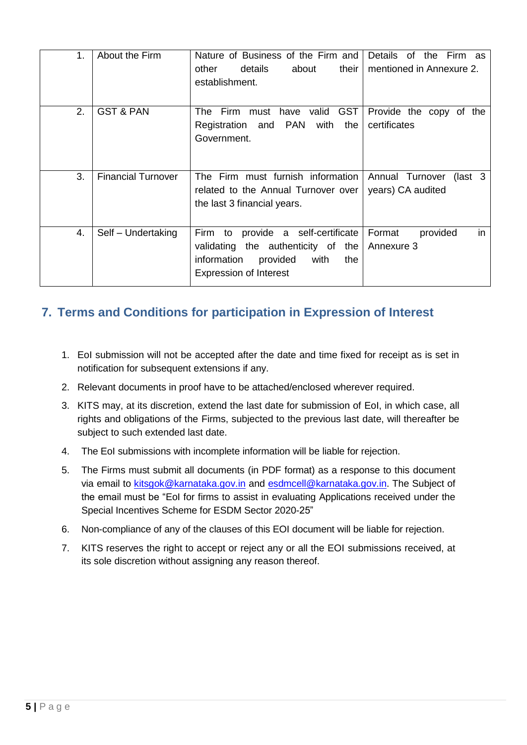| 1. | About the Firm | Nature of Business of the Firm and other details about their establishment. | Details of the Firm as mentioned in Annexure 2. |
|---|---|---|---|
| 2. | GST & PAN | The Firm must have valid GST Registration and PAN with the Government. | Provide the copy of the certificates |
| 3. | Financial Turnover | The Firm must furnish information related to the Annual Turnover over the last 3 financial years. | Annual Turnover (last 3 years) CA audited |
| 4. | Self – Undertaking | Firm to provide a self-certificate validating the authenticity of the information provided with the Expression of Interest | Format provided in Annexure 3 |

## 7. Terms and Conditions for participation in Expression of Interest

1. EoI submission will not be accepted after the date and time fixed for receipt as is set in notification for subsequent extensions if any.
2. Relevant documents in proof have to be attached/enclosed wherever required.
3. KITS may, at its discretion, extend the last date for submission of EoI, in which case, all rights and obligations of the Firms, subjected to the previous last date, will thereafter be subject to such extended last date.
4. The EoI submissions with incomplete information will be liable for rejection.
5. The Firms must submit all documents (in PDF format) as a response to this document via email to kitsgok@karnataka.gov.in and esdmcell@karnataka.gov.in. The Subject of the email must be "EoI for firms to assist in evaluating Applications received under the Special Incentives Scheme for ESDM Sector 2020-25"
6. Non-compliance of any of the clauses of this EOI document will be liable for rejection.
7. KITS reserves the right to accept or reject any or all the EOI submissions received, at its sole discretion without assigning any reason thereof.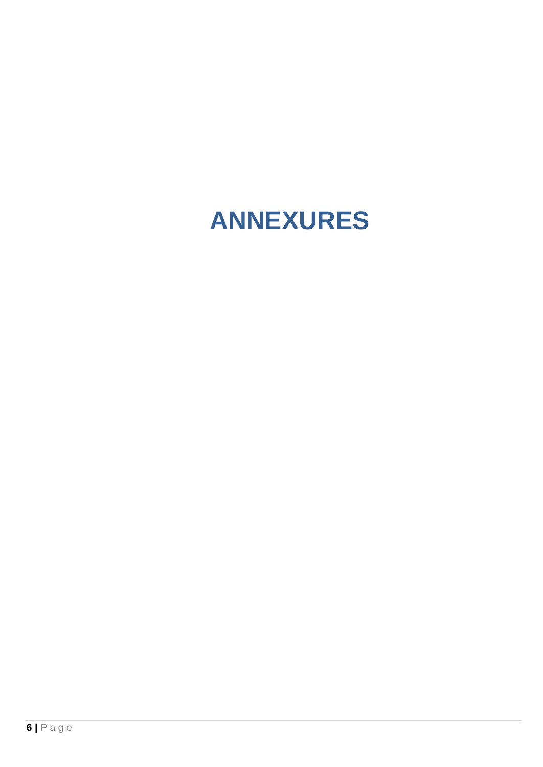# ANNEXURES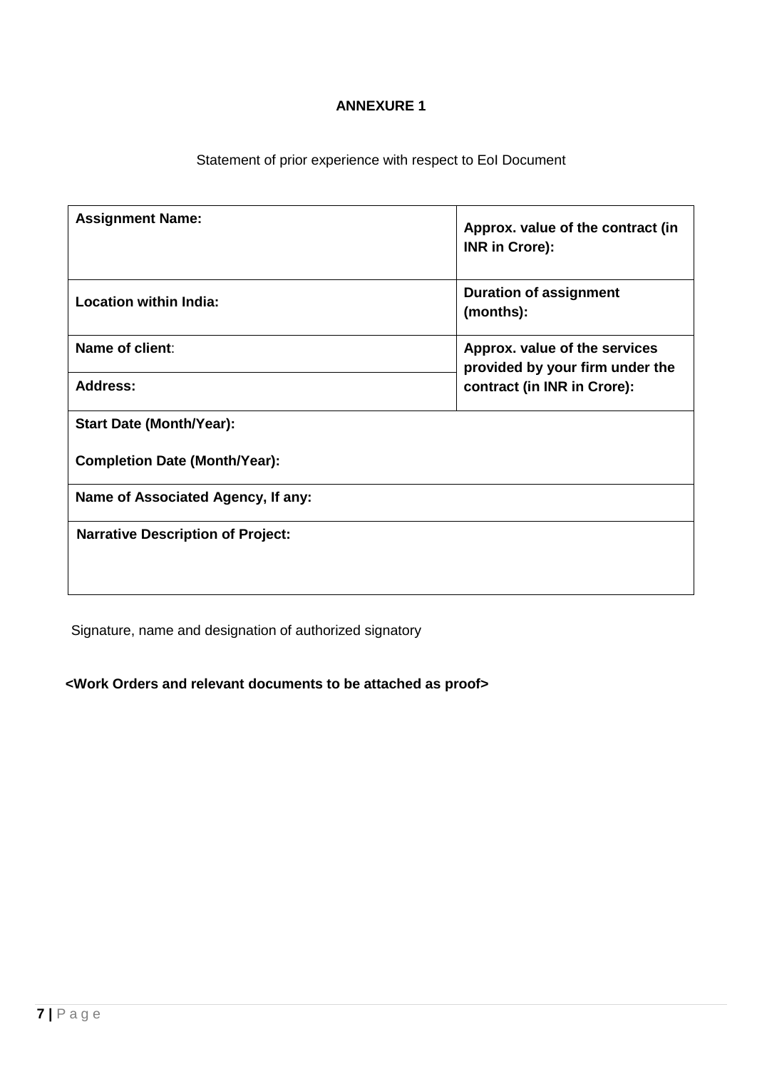**ANNEXURE 1**

Statement of prior experience with respect to EoI Document

| **Assignment Name:** | **Approx. value of the contract (in INR in Crore):** |
|---|---|
| **Location within India:** | **Duration of assignment (months):** |
| **Name of client**: | **Approx. value of the services provided by your firm under the contract (in INR in Crore):** |
| **Address:** | |
| **Start Date (Month/Year):**<br><br>**Completion Date (Month/Year):** | |
| **Name of Associated Agency, If any:** | |
| **Narrative Description of Project:** | |

Signature, name and designation of authorized signatory

**<Work Orders and relevant documents to be attached as proof>**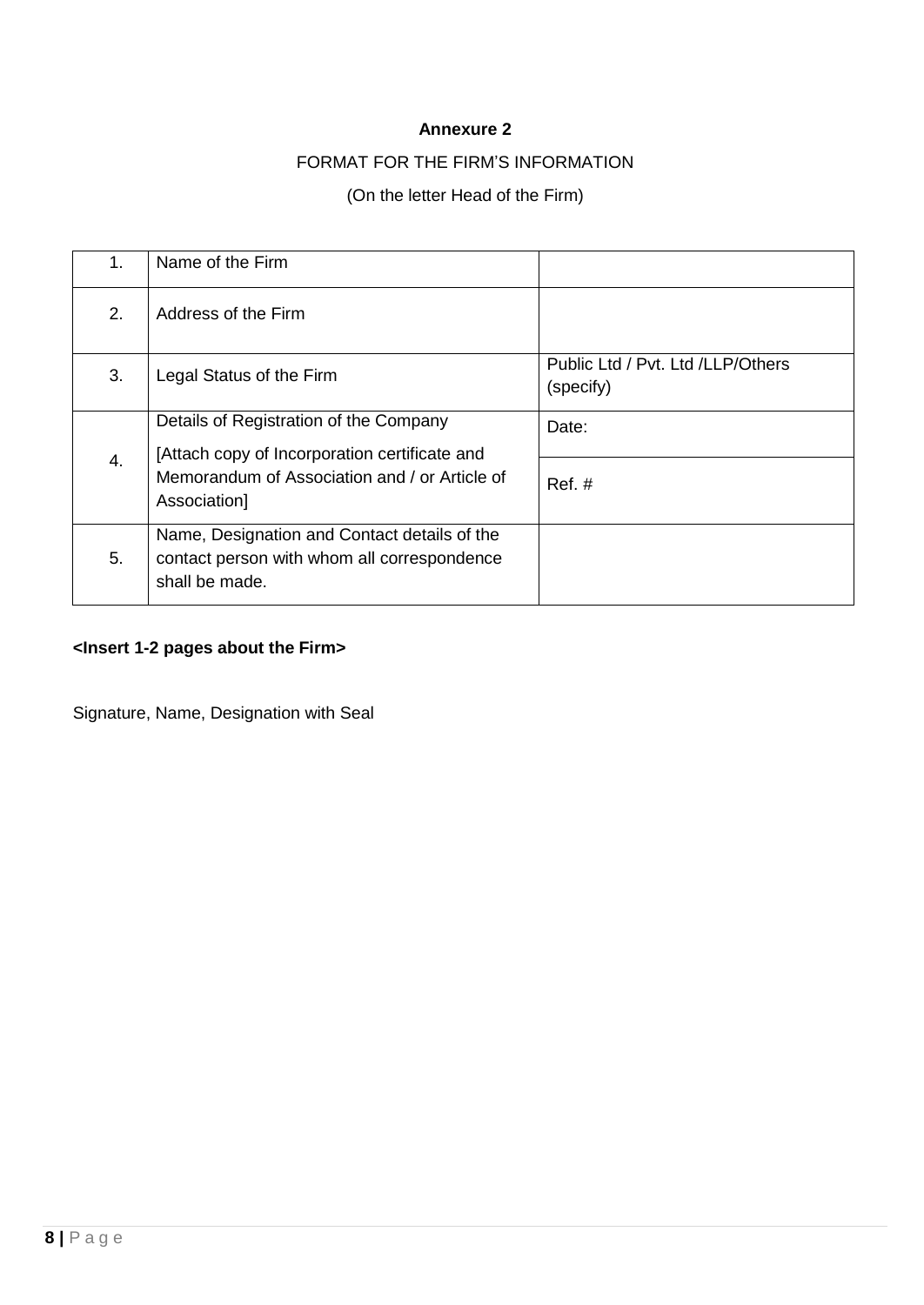**Annexure 2**

FORMAT FOR THE FIRM'S INFORMATION

(On the letter Head of the Firm)

| | | |
|---|---|---|
| 1. | Name of the Firm | |
| 2. | Address of the Firm | |
| 3. | Legal Status of the Firm | Public Ltd / Pvt. Ltd /LLP/Others (specify) |
| 4. | Details of Registration of the Company<br>[Attach copy of Incorporation certificate and Memorandum of Association and / or Article of Association] | Date: |
| | | Ref. # |
| 5. | Name, Designation and Contact details of the contact person with whom all correspondence shall be made. | |

**<Insert 1-2 pages about the Firm>**

Signature, Name, Designation with Seal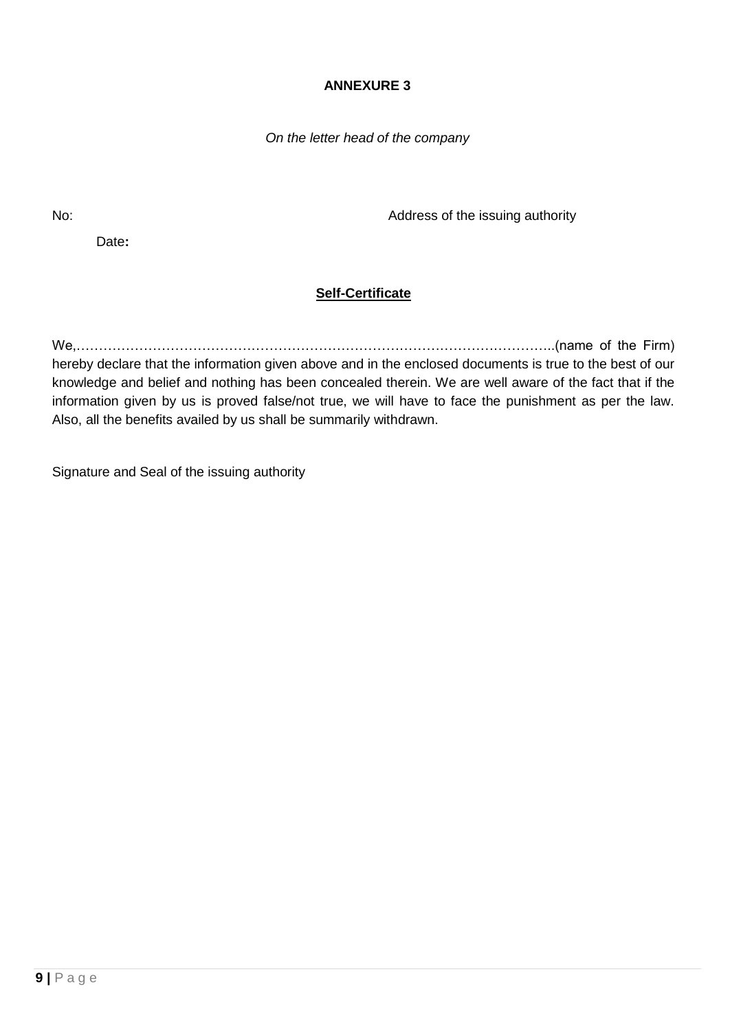**ANNEXURE 3**

*On the letter head of the company*

No: Address of the issuing authority

Date**:**

**Self-Certificate**

We,…………………………………………………………………………………………..(name of the Firm) hereby declare that the information given above and in the enclosed documents is true to the best of our knowledge and belief and nothing has been concealed therein. We are well aware of the fact that if the information given by us is proved false/not true, we will have to face the punishment as per the law. Also, all the benefits availed by us shall be summarily withdrawn.

Signature and Seal of the issuing authority